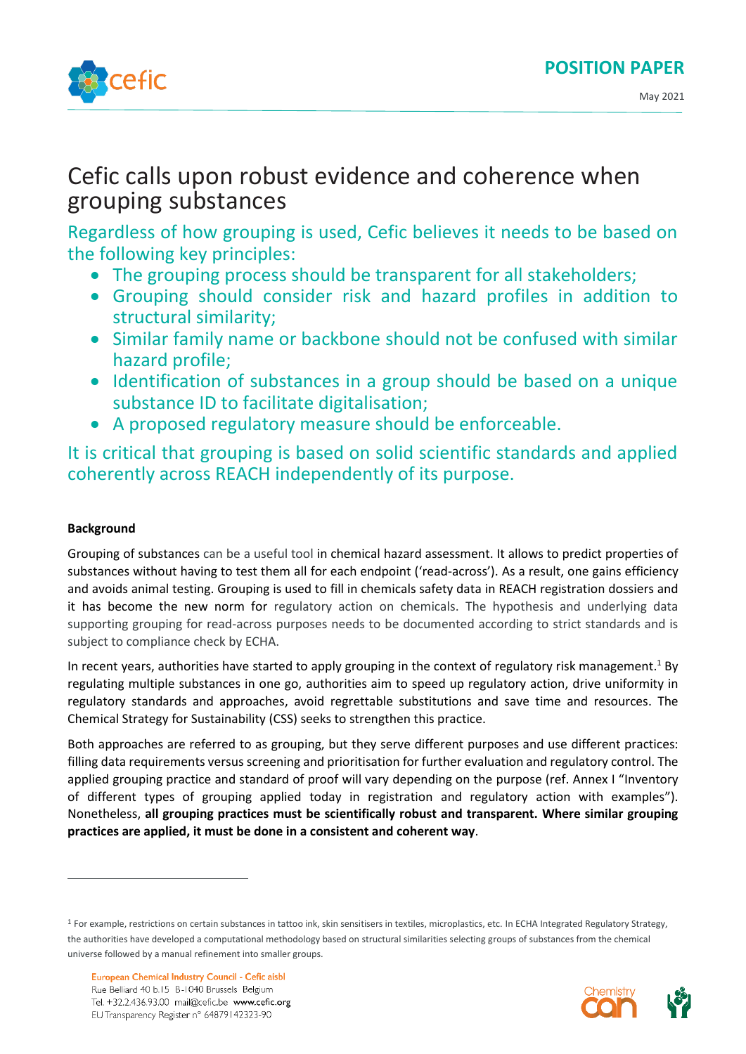**POSITION PAPER**

May 2021

# Cefic calls upon robust evidence and coherence when grouping substances

## Regardless of how grouping is used, Cefic believes it needs to be based on the following key principles:

- The grouping process should be transparent for all stakeholders;
- Grouping should consider risk and hazard profiles in addition to structural similarity;
- Similar family name or backbone should not be confused with similar hazard profile;
- Identification of substances in a group should be based on a unique substance ID to facilitate digitalisation;
- A proposed regulatory measure should be enforceable.

## It is critical that grouping is based on solid scientific standards and applied coherently across REACH independently of its purpose.

**Background**

Grouping of substances can be a useful tool in chemical hazard assessment. It allows to predict properties of substances without having to test them all for each endpoint ('read-across'). As a result, one gains efficiency and avoids animal testing. Grouping is used to fill in chemicals safety data in REACH registration dossiers and it has become the new norm for regulatory action on chemicals. The hypothesis and underlying data supporting grouping for read-across purposes needs to be documented according to strict standards and is subject to compliance check by ECHA.

In recent years, authorities have started to apply grouping in the context of regulatory risk management.[1] By regulating multiple substances in one go, authorities aim to speed up regulatory action, drive uniformity in regulatory standards and approaches, avoid regrettable substitutions and save time and resources. The Chemical Strategy for Sustainability (CSS) seeks to strengthen this practice.

Both approaches are referred to as grouping, but they serve different purposes and use different practices: filling data requirements versus screening and prioritisation for further evaluation and regulatory control. The applied grouping practice and standard of proof will vary depending on the purpose (ref. Annex I "Inventory of different types of grouping applied today in registration and regulatory action with examples"). Nonetheless, **all grouping practices must be scientifically robust and transparent. Where similar grouping practices are applied, it must be done in a consistent and coherent way**.

[1] For example, restrictions on certain substances in tattoo ink, skin sensitisers in textiles, microplastics, etc. In ECHA Integrated Regulatory Strategy, the authorities have developed a computational methodology based on structural similarities selecting groups of substances from the chemical universe followed by a manual refinement into smaller groups.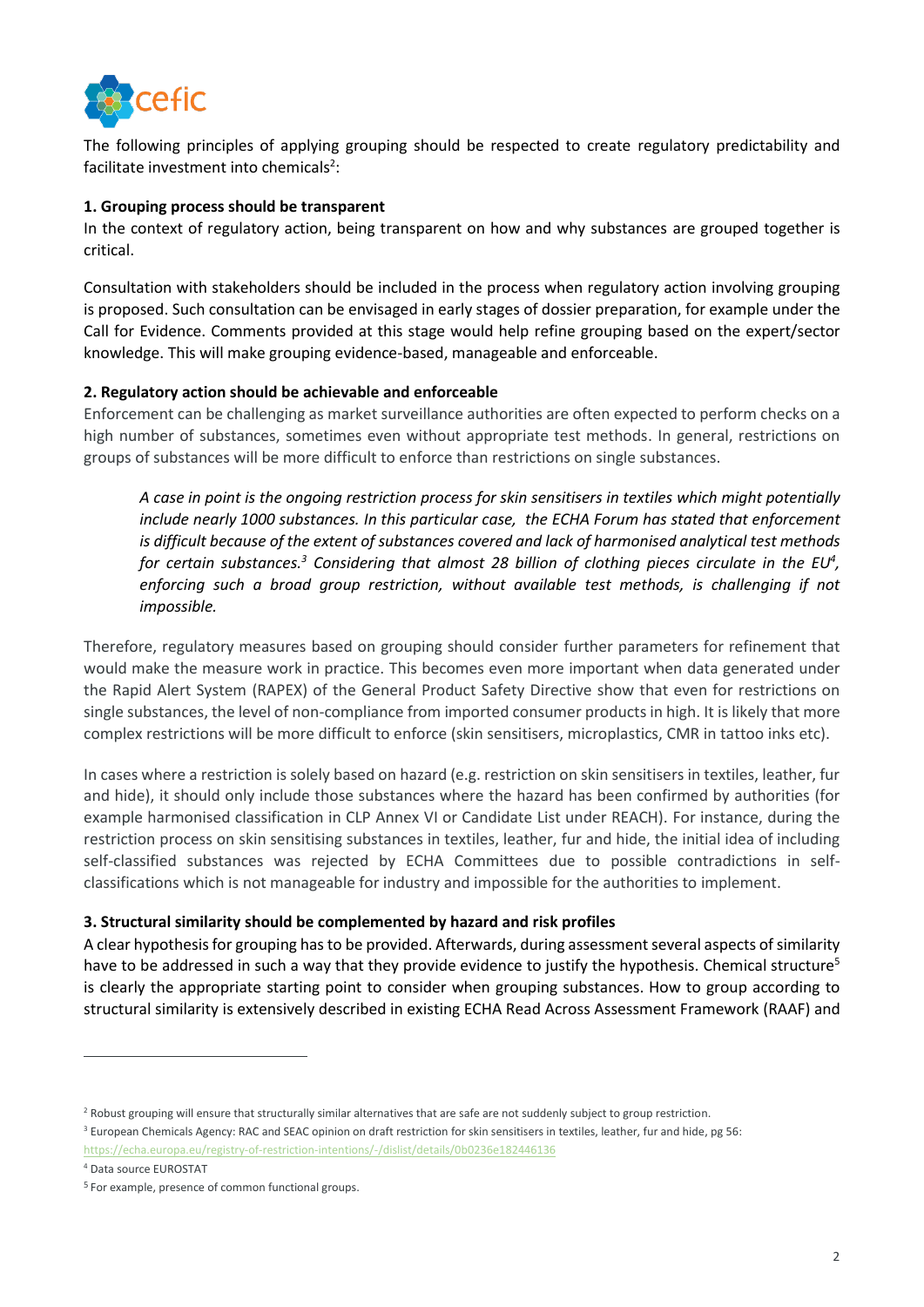The following principles of applying grouping should be respected to create regulatory predictability and facilitate investment into chemicals[2]:

**1. Grouping process should be transparent**

In the context of regulatory action, being transparent on how and why substances are grouped together is critical.

Consultation with stakeholders should be included in the process when regulatory action involving grouping is proposed. Such consultation can be envisaged in early stages of dossier preparation, for example under the Call for Evidence. Comments provided at this stage would help refine grouping based on the expert/sector knowledge. This will make grouping evidence-based, manageable and enforceable.

**2. Regulatory action should be achievable and enforceable**

Enforcement can be challenging as market surveillance authorities are often expected to perform checks on a high number of substances, sometimes even without appropriate test methods. In general, restrictions on groups of substances will be more difficult to enforce than restrictions on single substances.

> *A case in point is the ongoing restriction process for skin sensitisers in textiles which might potentially include nearly 1000 substances. In this particular case, the ECHA Forum has stated that enforcement is difficult because of the extent of substances covered and lack of harmonised analytical test methods for certain substances.[3] Considering that almost 28 billion of clothing pieces circulate in the EU[4], enforcing such a broad group restriction, without available test methods, is challenging if not impossible.*

Therefore, regulatory measures based on grouping should consider further parameters for refinement that would make the measure work in practice. This becomes even more important when data generated under the Rapid Alert System (RAPEX) of the General Product Safety Directive show that even for restrictions on single substances, the level of non-compliance from imported consumer products in high. It is likely that more complex restrictions will be more difficult to enforce (skin sensitisers, microplastics, CMR in tattoo inks etc).

In cases where a restriction is solely based on hazard (e.g. restriction on skin sensitisers in textiles, leather, fur and hide), it should only include those substances where the hazard has been confirmed by authorities (for example harmonised classification in CLP Annex VI or Candidate List under REACH). For instance, during the restriction process on skin sensitising substances in textiles, leather, fur and hide, the initial idea of including self-classified substances was rejected by ECHA Committees due to possible contradictions in self-classifications which is not manageable for industry and impossible for the authorities to implement.

**3. Structural similarity should be complemented by hazard and risk profiles**

A clear hypothesis for grouping has to be provided. Afterwards, during assessment several aspects of similarity have to be addressed in such a way that they provide evidence to justify the hypothesis. Chemical structure[5] is clearly the appropriate starting point to consider when grouping substances. How to group according to structural similarity is extensively described in existing ECHA Read Across Assessment Framework (RAAF) and

---

[2] Robust grouping will ensure that structurally similar alternatives that are safe are not suddenly subject to group restriction.

[3] European Chemicals Agency: RAC and SEAC opinion on draft restriction for skin sensitisers in textiles, leather, fur and hide, pg 56: https://echa.europa.eu/registry-of-restriction-intentions/-/dislist/details/0b0236e182446136

[4] Data source EUROSTAT

[5] For example, presence of common functional groups.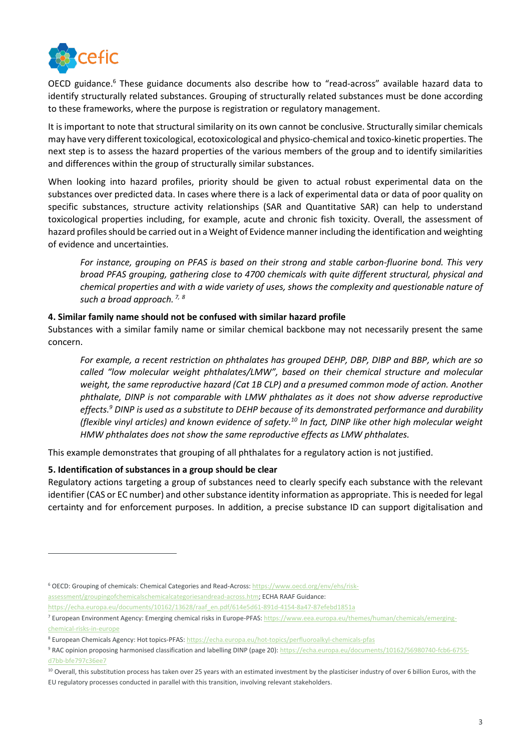OECD guidance.[6] These guidance documents also describe how to "read-across" available hazard data to identify structurally related substances. Grouping of structurally related substances must be done according to these frameworks, where the purpose is registration or regulatory management.

It is important to note that structural similarity on its own cannot be conclusive. Structurally similar chemicals may have very different toxicological, ecotoxicological and physico-chemical and toxico-kinetic properties. The next step is to assess the hazard properties of the various members of the group and to identify similarities and differences within the group of structurally similar substances.

When looking into hazard profiles, priority should be given to actual robust experimental data on the substances over predicted data. In cases where there is a lack of experimental data or data of poor quality on specific substances, structure activity relationships (SAR and Quantitative SAR) can help to understand toxicological properties including, for example, acute and chronic fish toxicity. Overall, the assessment of hazard profiles should be carried out in a Weight of Evidence manner including the identification and weighting of evidence and uncertainties.

> *For instance, grouping on PFAS is based on their strong and stable carbon-fluorine bond. This very broad PFAS grouping, gathering close to 4700 chemicals with quite different structural, physical and chemical properties and with a wide variety of uses, shows the complexity and questionable nature of such a broad approach.*[7, 8]

**4. Similar family name should not be confused with similar hazard profile**

Substances with a similar family name or similar chemical backbone may not necessarily present the same concern.

> *For example, a recent restriction on phthalates has grouped DEHP, DBP, DIBP and BBP, which are so called "low molecular weight phthalates/LMW", based on their chemical structure and molecular weight, the same reproductive hazard (Cat 1B CLP) and a presumed common mode of action. Another phthalate, DINP is not comparable with LMW phthalates as it does not show adverse reproductive effects.*[9] *DINP is used as a substitute to DEHP because of its demonstrated performance and durability (flexible vinyl articles) and known evidence of safety.*[10] *In fact, DINP like other high molecular weight HMW phthalates does not show the same reproductive effects as LMW phthalates.*

This example demonstrates that grouping of all phthalates for a regulatory action is not justified.

**5. Identification of substances in a group should be clear**

Regulatory actions targeting a group of substances need to clearly specify each substance with the relevant identifier (CAS or EC number) and other substance identity information as appropriate. This is needed for legal certainty and for enforcement purposes. In addition, a precise substance ID can support digitalisation and

---

[6] OECD: Grouping of chemicals: Chemical Categories and Read-Across: https://www.oecd.org/env/ehs/risk-assessment/groupingofchemicalschemicalcategoriesandread-across.htm; ECHA RAAF Guidance: https://echa.europa.eu/documents/10162/13628/raaf_en.pdf/614e5d61-891d-4154-8a47-87efebd1851a

[7] European Environment Agency: Emerging chemical risks in Europe-PFAS: https://www.eea.europa.eu/themes/human/chemicals/emerging-chemical-risks-in-europe

[8] European Chemicals Agency: Hot topics-PFAS: https://echa.europa.eu/hot-topics/perfluoroalkyl-chemicals-pfas

[9] RAC opinion proposing harmonised classification and labelling DINP (page 20): https://echa.europa.eu/documents/10162/56980740-fcb6-6755-d7bb-bfe797c36ee7

[10] Overall, this substitution process has taken over 25 years with an estimated investment by the plasticiser industry of over 6 billion Euros, with the EU regulatory processes conducted in parallel with this transition, involving relevant stakeholders.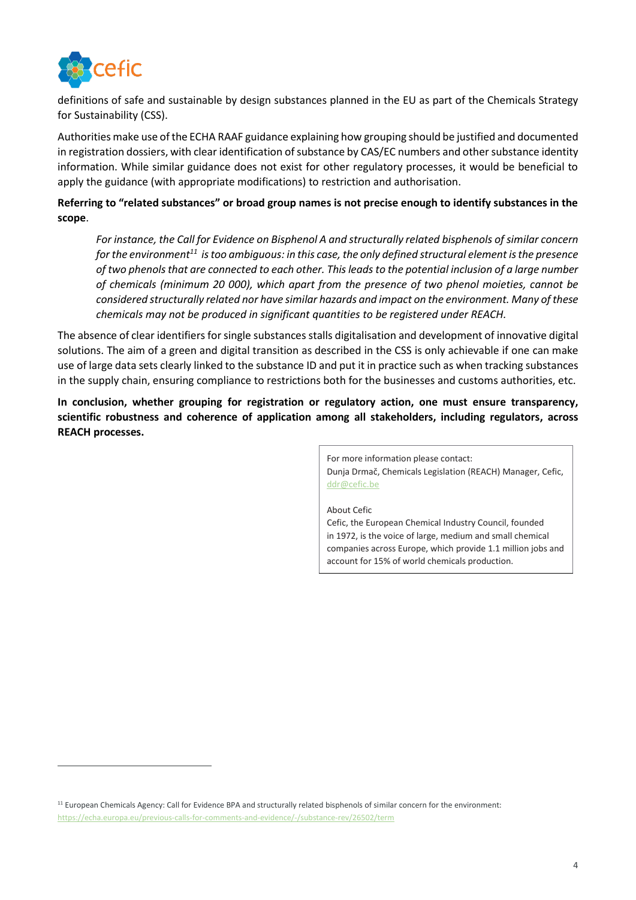definitions of safe and sustainable by design substances planned in the EU as part of the Chemicals Strategy for Sustainability (CSS).

Authorities make use of the ECHA RAAF guidance explaining how grouping should be justified and documented in registration dossiers, with clear identification of substance by CAS/EC numbers and other substance identity information. While similar guidance does not exist for other regulatory processes, it would be beneficial to apply the guidance (with appropriate modifications) to restriction and authorisation.

**Referring to "related substances" or broad group names is not precise enough to identify substances in the scope**.

> *For instance, the Call for Evidence on Bisphenol A and structurally related bisphenols of similar concern for the environment*[11] *is too ambiguous: in this case, the only defined structural element is the presence of two phenols that are connected to each other. This leads to the potential inclusion of a large number of chemicals (minimum 20 000), which apart from the presence of two phenol moieties, cannot be considered structurally related nor have similar hazards and impact on the environment. Many of these chemicals may not be produced in significant quantities to be registered under REACH.*

The absence of clear identifiers for single substances stalls digitalisation and development of innovative digital solutions. The aim of a green and digital transition as described in the CSS is only achievable if one can make use of large data sets clearly linked to the substance ID and put it in practice such as when tracking substances in the supply chain, ensuring compliance to restrictions both for the businesses and customs authorities, etc.

**In conclusion, whether grouping for registration or regulatory action, one must ensure transparency, scientific robustness and coherence of application among all stakeholders, including regulators, across REACH processes.**

> For more information please contact:
> Dunja Drmač, Chemicals Legislation (REACH) Manager, Cefic, ddr@cefic.be
>
> About Cefic
> Cefic, the European Chemical Industry Council, founded in 1972, is the voice of large, medium and small chemical companies across Europe, which provide 1.1 million jobs and account for 15% of world chemicals production.

---

[11] European Chemicals Agency: Call for Evidence BPA and structurally related bisphenols of similar concern for the environment: https://echa.europa.eu/previous-calls-for-comments-and-evidence/-/substance-rev/26502/term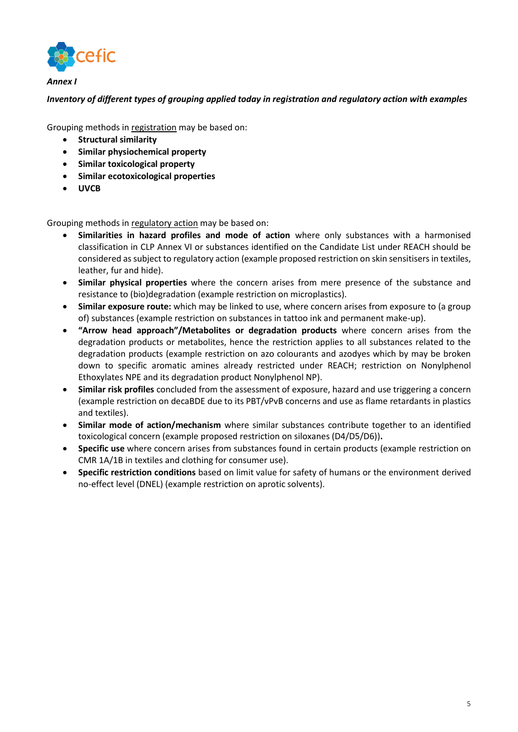*Annex I*

***Inventory of different types of grouping applied today in registration and regulatory action with examples***

Grouping methods in registration may be based on:

- **Structural similarity**
- **Similar physiochemical property**
- **Similar toxicological property**
- **Similar ecotoxicological properties**
- **UVCB**

Grouping methods in regulatory action may be based on:

- **Similarities in hazard profiles and mode of action** where only substances with a harmonised classification in CLP Annex VI or substances identified on the Candidate List under REACH should be considered as subject to regulatory action (example proposed restriction on skin sensitisers in textiles, leather, fur and hide).
- **Similar physical properties** where the concern arises from mere presence of the substance and resistance to (bio)degradation (example restriction on microplastics).
- **Similar exposure route:** which may be linked to use, where concern arises from exposure to (a group of) substances (example restriction on substances in tattoo ink and permanent make-up).
- **"Arrow head approach"/Metabolites or degradation products** where concern arises from the degradation products or metabolites, hence the restriction applies to all substances related to the degradation products (example restriction on azo colourants and azodyes which by may be broken down to specific aromatic amines already restricted under REACH; restriction on Nonylphenol Ethoxylates NPE and its degradation product Nonylphenol NP).
- **Similar risk profiles** concluded from the assessment of exposure, hazard and use triggering a concern (example restriction on decaBDE due to its PBT/vPvB concerns and use as flame retardants in plastics and textiles).
- **Similar mode of action/mechanism** where similar substances contribute together to an identified toxicological concern (example proposed restriction on siloxanes (D4/D5/D6))**.**
- **Specific use** where concern arises from substances found in certain products (example restriction on CMR 1A/1B in textiles and clothing for consumer use).
- **Specific restriction conditions** based on limit value for safety of humans or the environment derived no-effect level (DNEL) (example restriction on aprotic solvents).